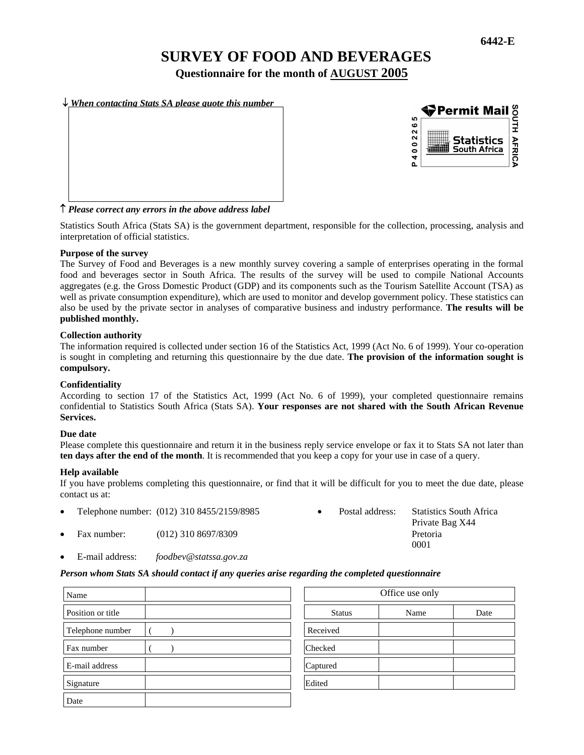6442-E

# SURVEY OF FOOD AND BEVERAGES

**Questionnaire for the month of AUGUST 2005**

↓ *When contacting Stats SA please quote this number*

↑ *Please correct any errors in the above address label*

Permit Mail
P 4 0 0 2 2 6 5
Statistics South Africa
SOUTH AFRICA

Statistics South Africa (Stats SA) is the government department, responsible for the collection, processing, analysis and interpretation of official statistics.

**Purpose of the survey**

The Survey of Food and Beverages is a new monthly survey covering a sample of enterprises operating in the formal food and beverages sector in South Africa. The results of the survey will be used to compile National Accounts aggregates (e.g. the Gross Domestic Product (GDP) and its components such as the Tourism Satellite Account (TSA) as well as private consumption expenditure), which are used to monitor and develop government policy. These statistics can also be used by the private sector in analyses of comparative business and industry performance. **The results will be published monthly.**

**Collection authority**

The information required is collected under section 16 of the Statistics Act, 1999 (Act No. 6 of 1999). Your co-operation is sought in completing and returning this questionnaire by the due date. **The provision of the information sought is compulsory.**

**Confidentiality**

According to section 17 of the Statistics Act, 1999 (Act No. 6 of 1999), your completed questionnaire remains confidential to Statistics South Africa (Stats SA). **Your responses are not shared with the South African Revenue Services.**

**Due date**

Please complete this questionnaire and return it in the business reply service envelope or fax it to Stats SA not later than **ten days after the end of the month**. It is recommended that you keep a copy for your use in case of a query.

**Help available**

If you have problems completing this questionnaire, or find that it will be difficult for you to meet the due date, please contact us at:

- Telephone number: (012) 310 8455/2159/8985
- Fax number: (012) 310 8697/8309
- E-mail address: *foodbev@statssa.gov.za*
- Postal address: Statistics South Africa, Private Bag X44, Pretoria, 0001

***Person whom Stats SA should contact if any queries arise regarding the completed questionnaire***

| | |
|---|---|
| Name | |
| Position or title | |
| Telephone number | ( ) |
| Fax number | ( ) |
| E-mail address | |
| Signature | |
| Date | |

| Office use only | | |
|---|---|---|
| Status | Name | Date |
| Received | | |
| Checked | | |
| Captured | | |
| Edited | | |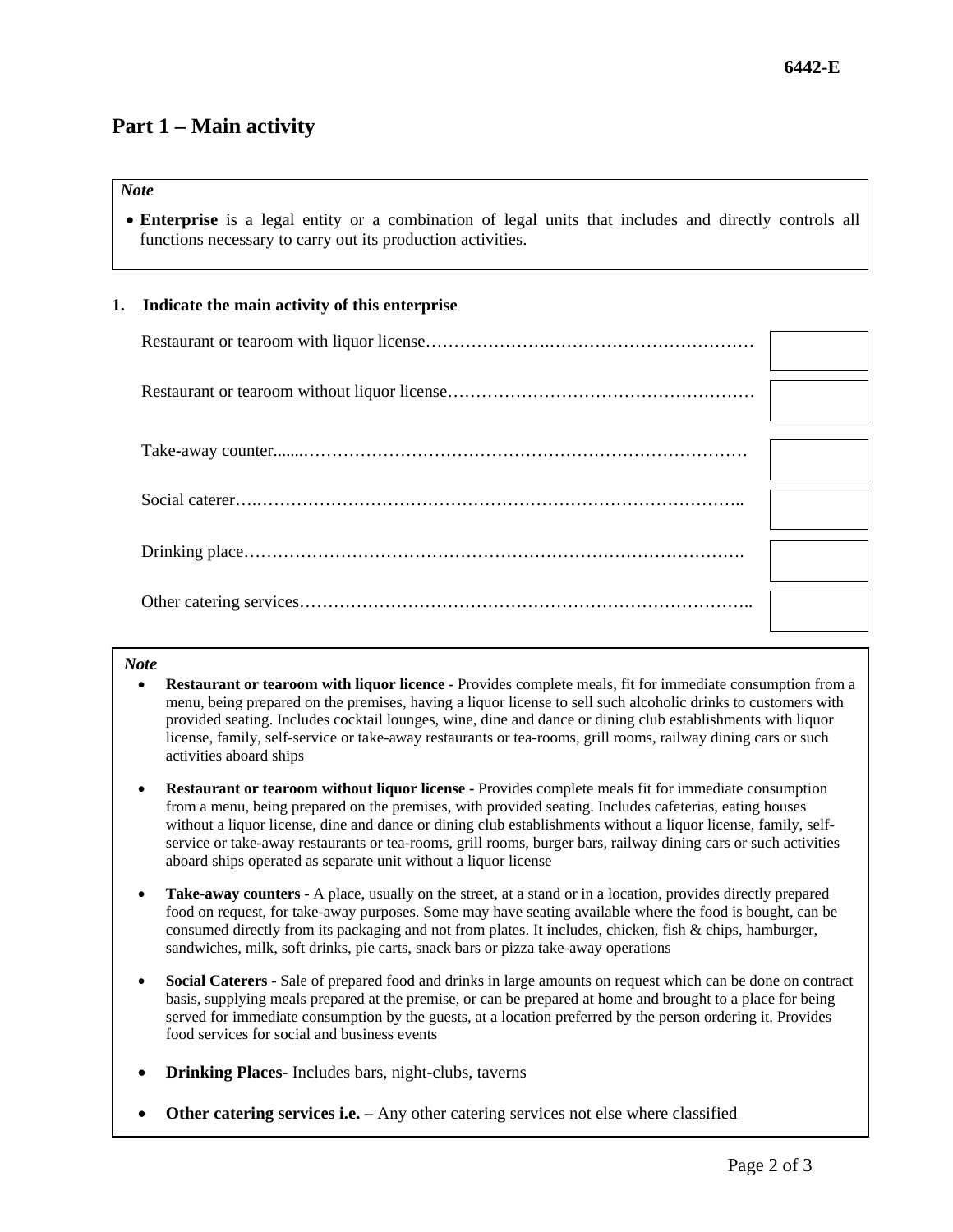## Part 1 – Main activity

> *Note*
>
> - **Enterprise** is a legal entity or a combination of legal units that includes and directly controls all functions necessary to carry out its production activities.

**1. Indicate the main activity of this enterprise**

| Activity | |
|---|---|
| Restaurant or tearoom with liquor license | |
| Restaurant or tearoom without liquor license | |
| Take-away counter | |
| Social caterer | |
| Drinking place | |
| Other catering services | |

> *Note*
>
> - **Restaurant or tearoom with liquor licence -** Provides complete meals, fit for immediate consumption from a menu, being prepared on the premises, having a liquor license to sell such alcoholic drinks to customers with provided seating. Includes cocktail lounges, wine, dine and dance or dining club establishments with liquor license, family, self-service or take-away restaurants or tea-rooms, grill rooms, railway dining cars or such activities aboard ships
> - **Restaurant or tearoom without liquor license -** Provides complete meals fit for immediate consumption from a menu, being prepared on the premises, with provided seating. Includes cafeterias, eating houses without a liquor license, dine and dance or dining club establishments without a liquor license, family, self-service or take-away restaurants or tea-rooms, grill rooms, burger bars, railway dining cars or such activities aboard ships operated as separate unit without a liquor license
> - **Take-away counters -** A place, usually on the street, at a stand or in a location, provides directly prepared food on request, for take-away purposes. Some may have seating available where the food is bought, can be consumed directly from its packaging and not from plates. It includes, chicken, fish & chips, hamburger, sandwiches, milk, soft drinks, pie carts, snack bars or pizza take-away operations
> - **Social Caterers -** Sale of prepared food and drinks in large amounts on request which can be done on contract basis, supplying meals prepared at the premise, or can be prepared at home and brought to a place for being served for immediate consumption by the guests, at a location preferred by the person ordering it. Provides food services for social and business events
> - **Drinking Places**- Includes bars, night-clubs, taverns
> - **Other catering services i.e. –** Any other catering services not else where classified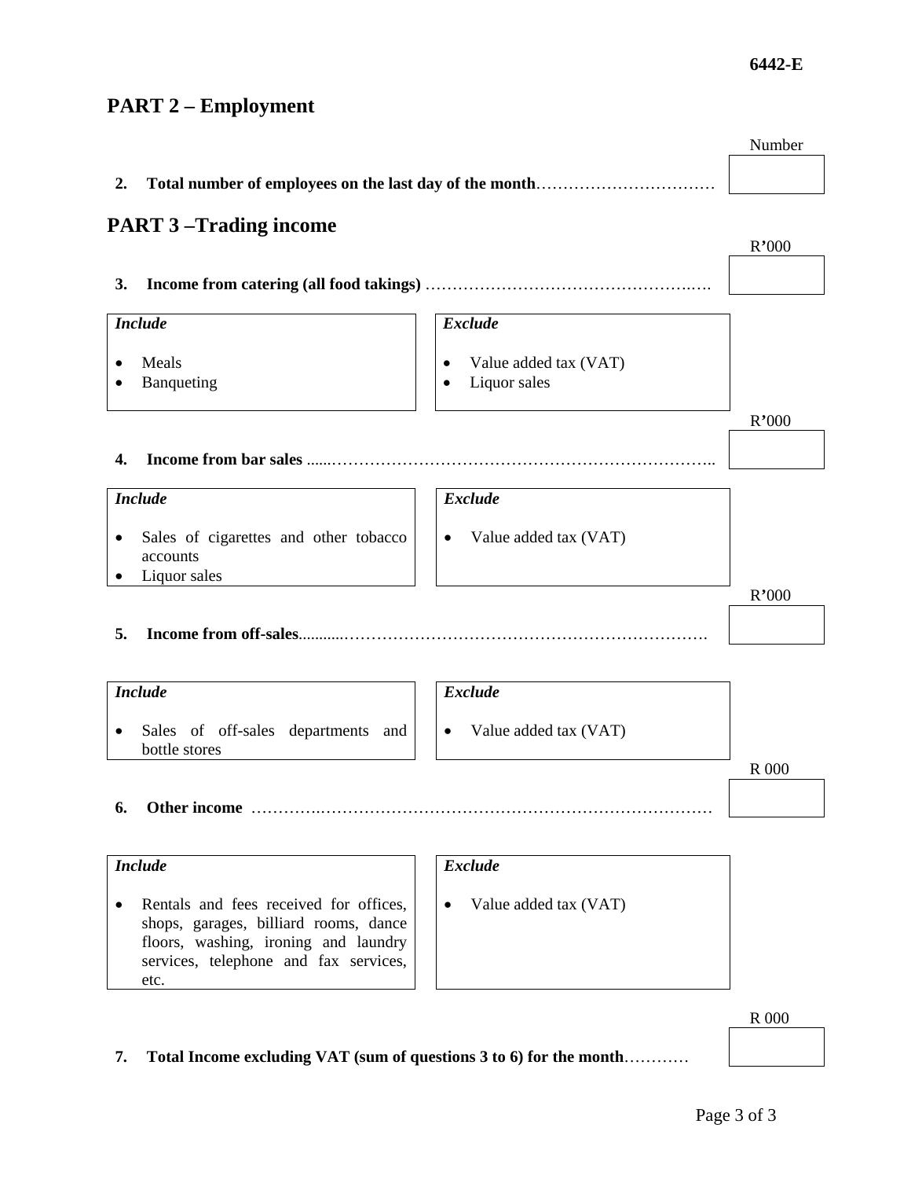## PART 2 – Employment

Number

**2. Total number of employees on the last day of the month**……………………………

## PART 3 –Trading income

R’000

**3. Income from catering (all food takings)** ……………………………………………..….

| *Include* | *Exclude* |
|---|---|
| • Meals<br>• Banqueting | • Value added tax (VAT)<br>• Liquor sales |

R’000

**4. Income from bar sales** ......………………………………………………………………..

| *Include* | *Exclude* |
|---|---|
| • Sales of cigarettes and other tobacco accounts<br>• Liquor sales | • Value added tax (VAT) |

R’000

**5. Income from off-sales**..........……………………………………………………………

| *Include* | *Exclude* |
|---|---|
| • Sales of off-sales departments and bottle stores | • Value added tax (VAT) |

R 000

**6. Other income** ………….…………………………………………………………………

| *Include* | *Exclude* |
|---|---|
| • Rentals and fees received for offices, shops, garages, billiard rooms, dance floors, washing, ironing and laundry services, telephone and fax services, etc. | • Value added tax (VAT) |

R 000

**7. Total Income excluding VAT (sum of questions 3 to 6) for the month**…………